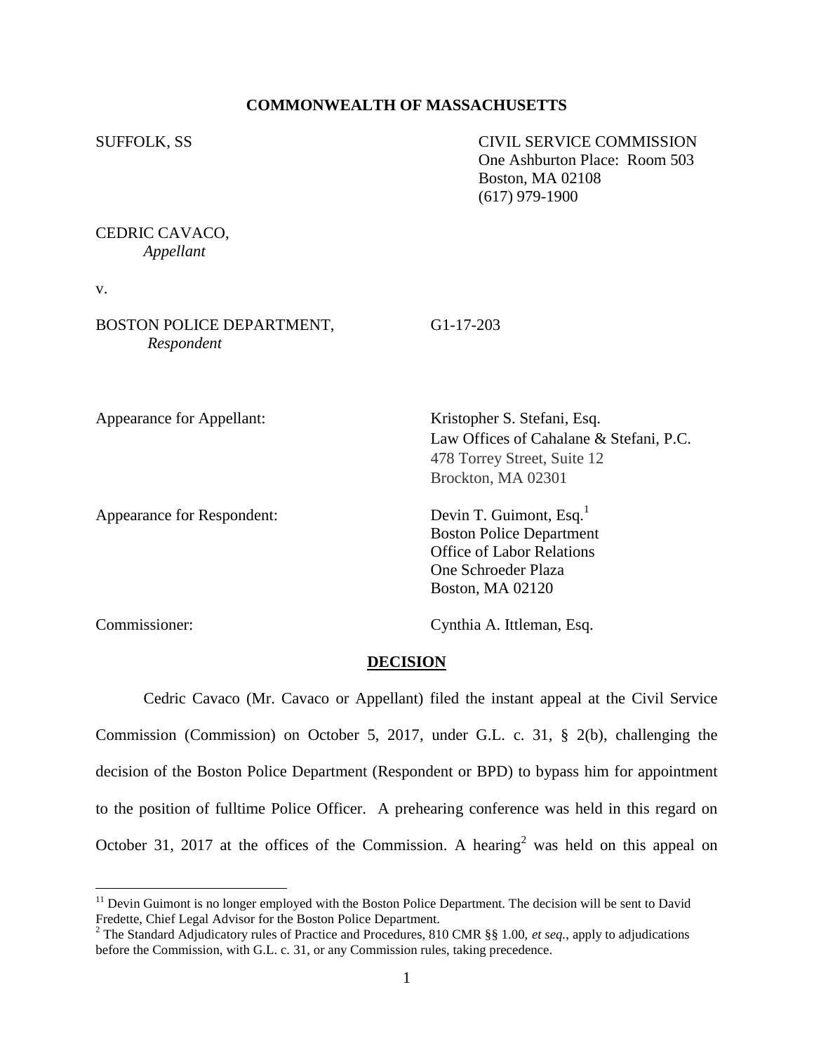**COMMONWEALTH OF MASSACHUSETTS**

SUFFOLK, SS

CIVIL SERVICE COMMISSION
One Ashburton Place: Room 503
Boston, MA 02108
(617) 979-1900

CEDRIC CAVACO,
*Appellant*

v.

BOSTON POLICE DEPARTMENT,
*Respondent*

G1-17-203

Appearance for Appellant: Kristopher S. Stefani, Esq.
Law Offices of Cahalane & Stefani, P.C.
478 Torrey Street, Suite 12
Brockton, MA 02301

Appearance for Respondent: Devin T. Guimont, Esq.[1]
Boston Police Department
Office of Labor Relations
One Schroeder Plaza
Boston, MA 02120

Commissioner: Cynthia A. Ittleman, Esq.

**DECISION**

Cedric Cavaco (Mr. Cavaco or Appellant) filed the instant appeal at the Civil Service Commission (Commission) on October 5, 2017, under G.L. c. 31, § 2(b), challenging the decision of the Boston Police Department (Respondent or BPD) to bypass him for appointment to the position of fulltime Police Officer. A prehearing conference was held in this regard on October 31, 2017 at the offices of the Commission. A hearing[2] was held on this appeal on

---

[11] Devin Guimont is no longer employed with the Boston Police Department. The decision will be sent to David Fredette, Chief Legal Advisor for the Boston Police Department.

[2] The Standard Adjudicatory rules of Practice and Procedures, 810 CMR §§ 1.00, *et seq.*, apply to adjudications before the Commission, with G.L. c. 31, or any Commission rules, taking precedence.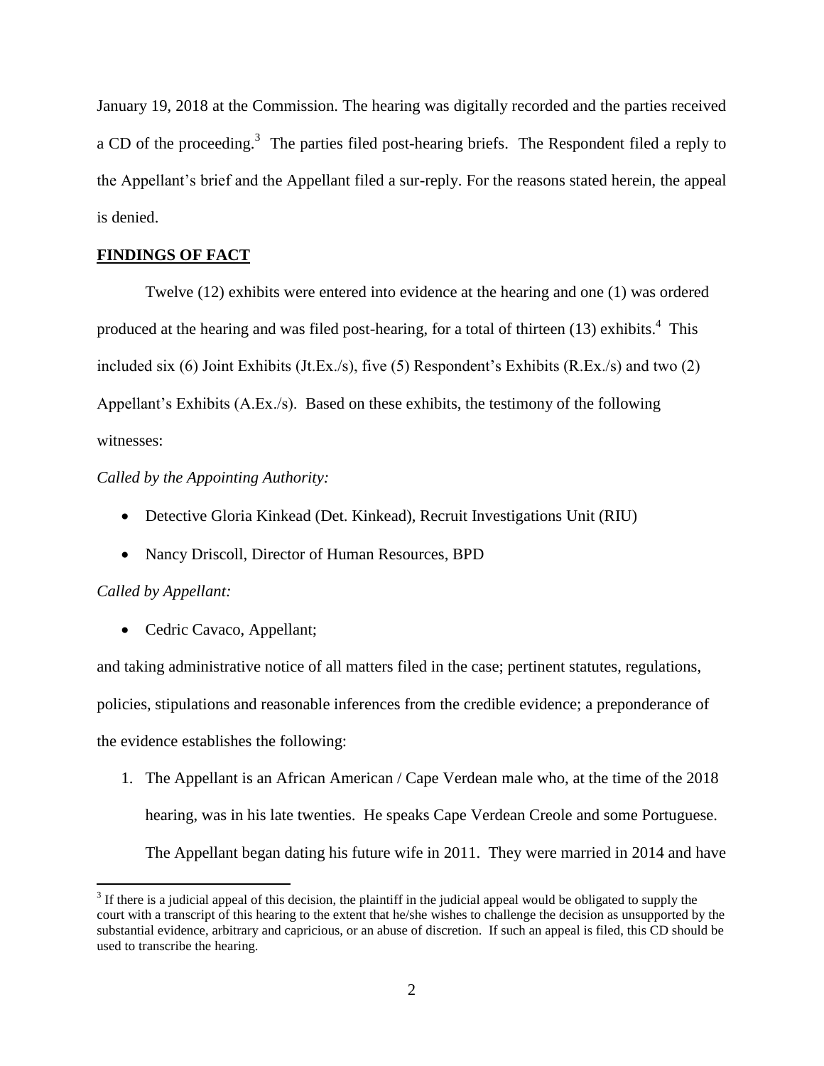January 19, 2018 at the Commission. The hearing was digitally recorded and the parties received a CD of the proceeding.[3] The parties filed post-hearing briefs. The Respondent filed a reply to the Appellant's brief and the Appellant filed a sur-reply. For the reasons stated herein, the appeal is denied.

**FINDINGS OF FACT**

Twelve (12) exhibits were entered into evidence at the hearing and one (1) was ordered produced at the hearing and was filed post-hearing, for a total of thirteen (13) exhibits.[4] This included six (6) Joint Exhibits (Jt.Ex./s), five (5) Respondent's Exhibits (R.Ex./s) and two (2) Appellant's Exhibits (A.Ex./s). Based on these exhibits, the testimony of the following witnesses:

*Called by the Appointing Authority:*

- Detective Gloria Kinkead (Det. Kinkead), Recruit Investigations Unit (RIU)
- Nancy Driscoll, Director of Human Resources, BPD

*Called by Appellant:*

- Cedric Cavaco, Appellant;

and taking administrative notice of all matters filed in the case; pertinent statutes, regulations, policies, stipulations and reasonable inferences from the credible evidence; a preponderance of the evidence establishes the following:

1. The Appellant is an African American / Cape Verdean male who, at the time of the 2018 hearing, was in his late twenties. He speaks Cape Verdean Creole and some Portuguese. The Appellant began dating his future wife in 2011. They were married in 2014 and have

[3] If there is a judicial appeal of this decision, the plaintiff in the judicial appeal would be obligated to supply the court with a transcript of this hearing to the extent that he/she wishes to challenge the decision as unsupported by the substantial evidence, arbitrary and capricious, or an abuse of discretion. If such an appeal is filed, this CD should be used to transcribe the hearing.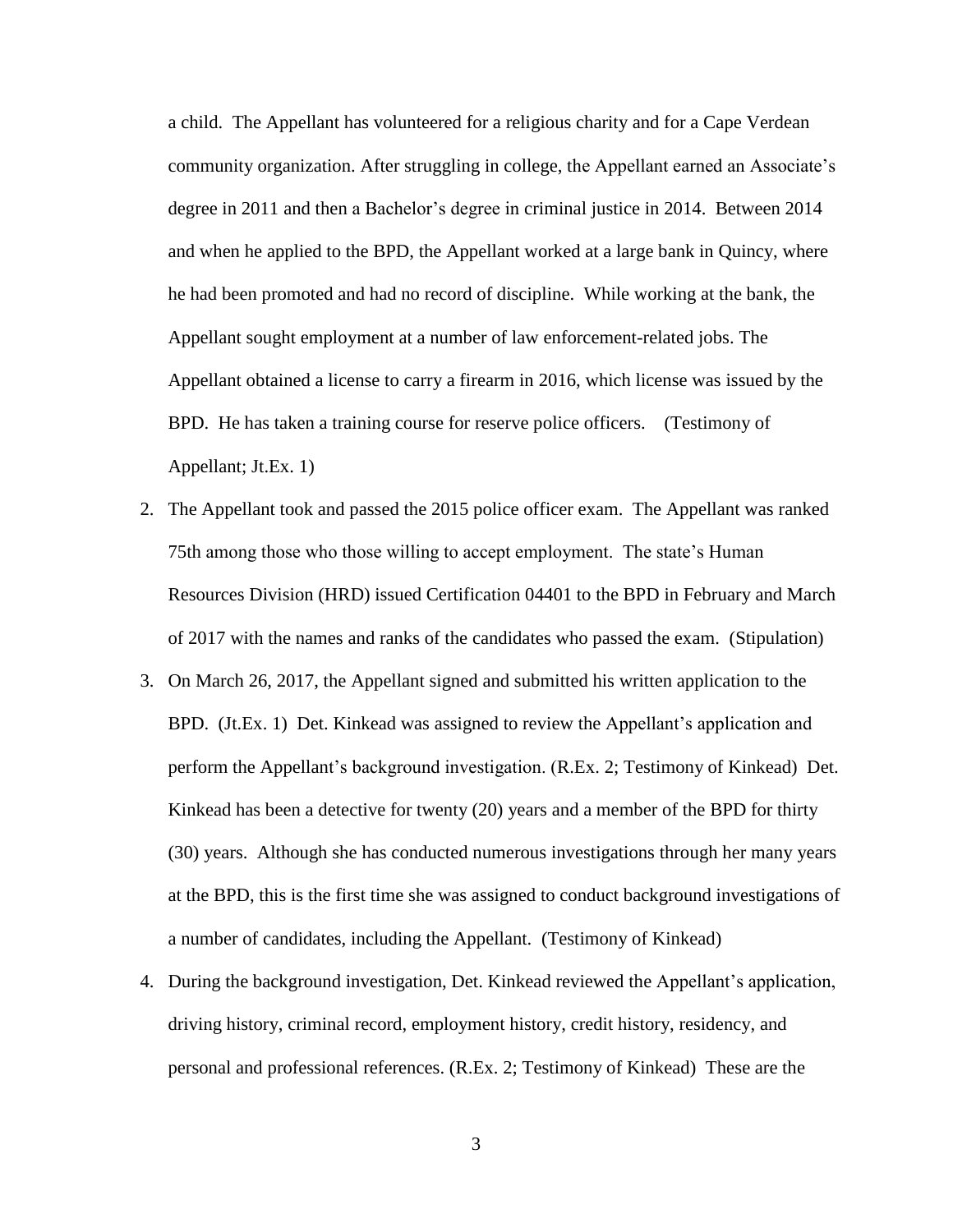a child. The Appellant has volunteered for a religious charity and for a Cape Verdean community organization. After struggling in college, the Appellant earned an Associate's degree in 2011 and then a Bachelor's degree in criminal justice in 2014. Between 2014 and when he applied to the BPD, the Appellant worked at a large bank in Quincy, where he had been promoted and had no record of discipline. While working at the bank, the Appellant sought employment at a number of law enforcement-related jobs. The Appellant obtained a license to carry a firearm in 2016, which license was issued by the BPD. He has taken a training course for reserve police officers. (Testimony of Appellant; Jt.Ex. 1)

2. The Appellant took and passed the 2015 police officer exam. The Appellant was ranked 75th among those who those willing to accept employment. The state's Human Resources Division (HRD) issued Certification 04401 to the BPD in February and March of 2017 with the names and ranks of the candidates who passed the exam. (Stipulation)

3. On March 26, 2017, the Appellant signed and submitted his written application to the BPD. (Jt.Ex. 1) Det. Kinkead was assigned to review the Appellant's application and perform the Appellant's background investigation. (R.Ex. 2; Testimony of Kinkead) Det. Kinkead has been a detective for twenty (20) years and a member of the BPD for thirty (30) years. Although she has conducted numerous investigations through her many years at the BPD, this is the first time she was assigned to conduct background investigations of a number of candidates, including the Appellant. (Testimony of Kinkead)

4. During the background investigation, Det. Kinkead reviewed the Appellant's application, driving history, criminal record, employment history, credit history, residency, and personal and professional references. (R.Ex. 2; Testimony of Kinkead) These are the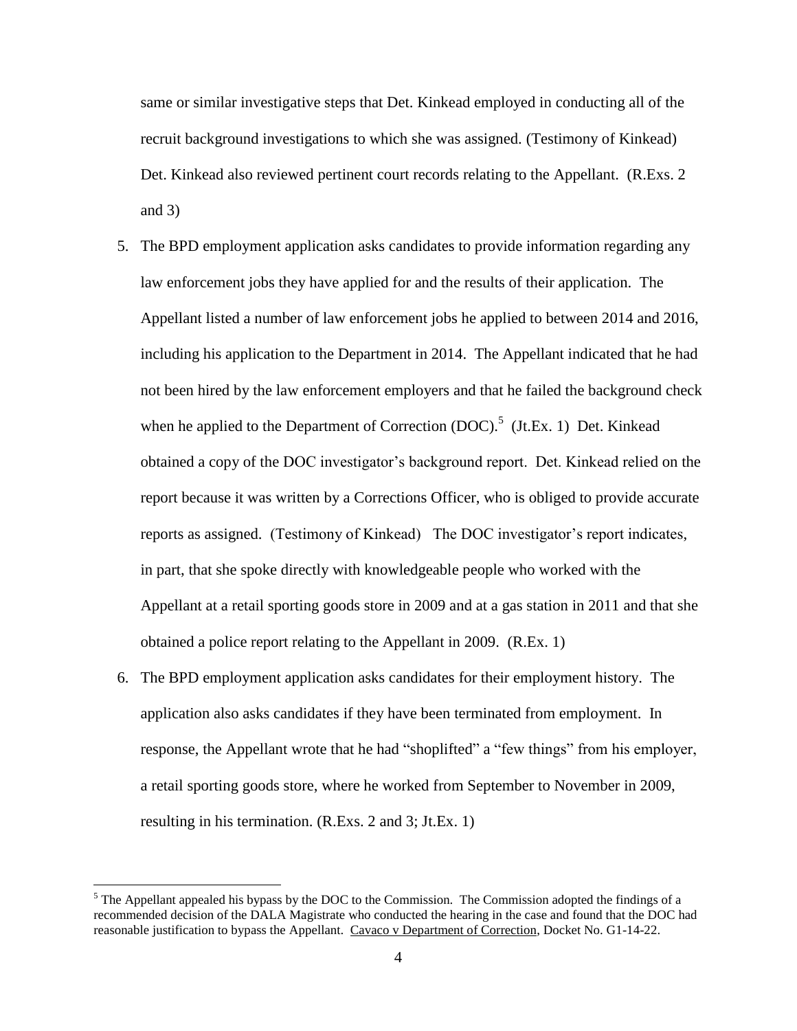same or similar investigative steps that Det. Kinkead employed in conducting all of the recruit background investigations to which she was assigned. (Testimony of Kinkead) Det. Kinkead also reviewed pertinent court records relating to the Appellant. (R.Exs. 2 and 3)

5. The BPD employment application asks candidates to provide information regarding any law enforcement jobs they have applied for and the results of their application. The Appellant listed a number of law enforcement jobs he applied to between 2014 and 2016, including his application to the Department in 2014. The Appellant indicated that he had not been hired by the law enforcement employers and that he failed the background check when he applied to the Department of Correction (DOC).[5] (Jt.Ex. 1) Det. Kinkead obtained a copy of the DOC investigator's background report. Det. Kinkead relied on the report because it was written by a Corrections Officer, who is obliged to provide accurate reports as assigned. (Testimony of Kinkead) The DOC investigator's report indicates, in part, that she spoke directly with knowledgeable people who worked with the Appellant at a retail sporting goods store in 2009 and at a gas station in 2011 and that she obtained a police report relating to the Appellant in 2009. (R.Ex. 1)

6. The BPD employment application asks candidates for their employment history. The application also asks candidates if they have been terminated from employment. In response, the Appellant wrote that he had "shoplifted" a "few things" from his employer, a retail sporting goods store, where he worked from September to November in 2009, resulting in his termination. (R.Exs. 2 and 3; Jt.Ex. 1)

[5] The Appellant appealed his bypass by the DOC to the Commission. The Commission adopted the findings of a recommended decision of the DALA Magistrate who conducted the hearing in the case and found that the DOC had reasonable justification to bypass the Appellant. Cavaco v Department of Correction, Docket No. G1-14-22.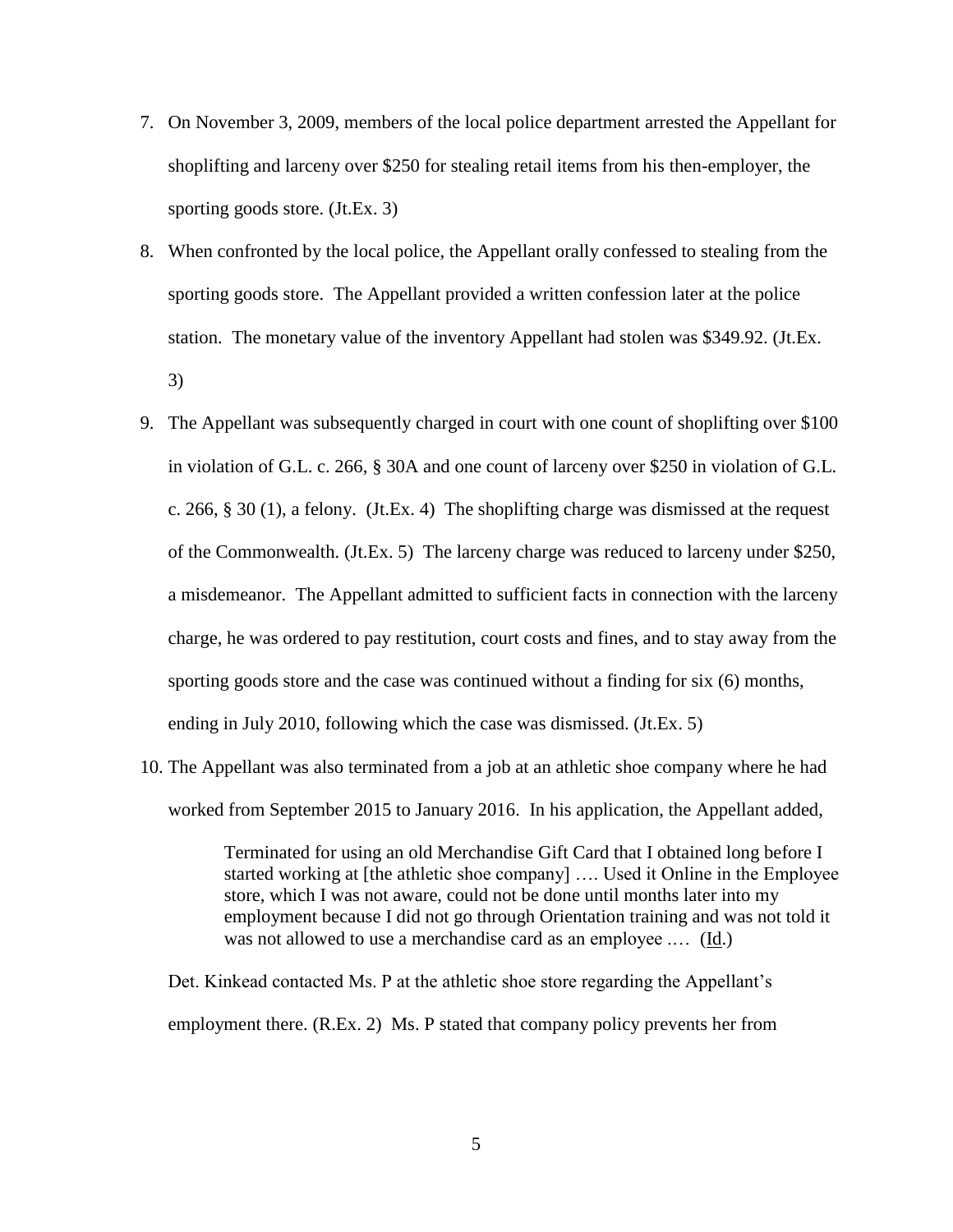7. On November 3, 2009, members of the local police department arrested the Appellant for shoplifting and larceny over $250 for stealing retail items from his then-employer, the sporting goods store. (Jt.Ex. 3)

8. When confronted by the local police, the Appellant orally confessed to stealing from the sporting goods store. The Appellant provided a written confession later at the police station. The monetary value of the inventory Appellant had stolen was $349.92. (Jt.Ex. 3)

9. The Appellant was subsequently charged in court with one count of shoplifting over $100 in violation of G.L. c. 266, § 30A and one count of larceny over $250 in violation of G.L. c. 266, § 30 (1), a felony. (Jt.Ex. 4) The shoplifting charge was dismissed at the request of the Commonwealth. (Jt.Ex. 5) The larceny charge was reduced to larceny under $250, a misdemeanor. The Appellant admitted to sufficient facts in connection with the larceny charge, he was ordered to pay restitution, court costs and fines, and to stay away from the sporting goods store and the case was continued without a finding for six (6) months, ending in July 2010, following which the case was dismissed. (Jt.Ex. 5)

10. The Appellant was also terminated from a job at an athletic shoe company where he had worked from September 2015 to January 2016. In his application, the Appellant added,

    > Terminated for using an old Merchandise Gift Card that I obtained long before I started working at [the athletic shoe company] …. Used it Online in the Employee store, which I was not aware, could not be done until months later into my employment because I did not go through Orientation training and was not told it was not allowed to use a merchandise card as an employee .… (Id.)

    Det. Kinkead contacted Ms. P at the athletic shoe store regarding the Appellant's employment there. (R.Ex. 2) Ms. P stated that company policy prevents her from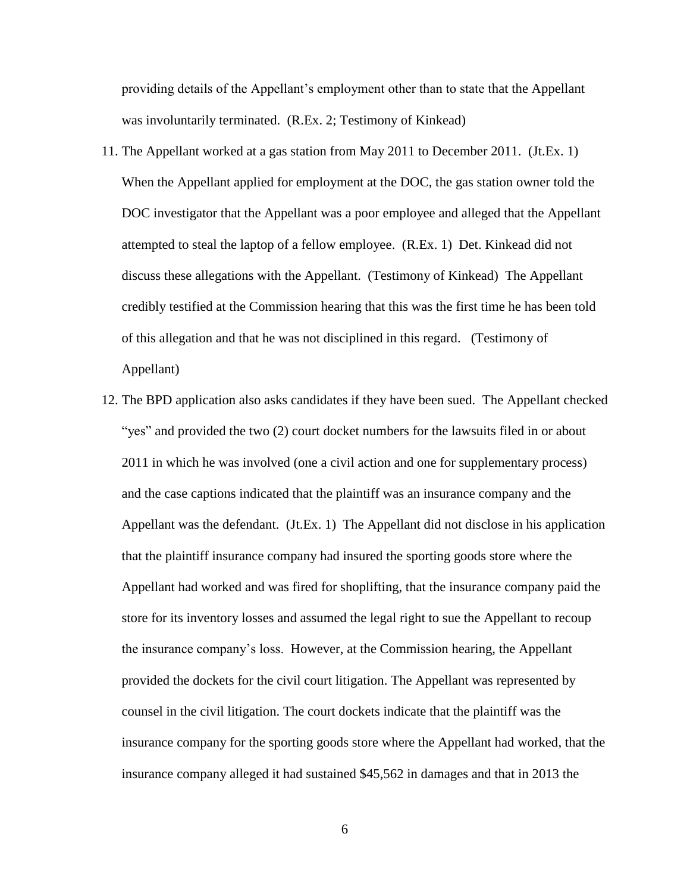providing details of the Appellant's employment other than to state that the Appellant was involuntarily terminated. (R.Ex. 2; Testimony of Kinkead)

11. The Appellant worked at a gas station from May 2011 to December 2011. (Jt.Ex. 1) When the Appellant applied for employment at the DOC, the gas station owner told the DOC investigator that the Appellant was a poor employee and alleged that the Appellant attempted to steal the laptop of a fellow employee. (R.Ex. 1) Det. Kinkead did not discuss these allegations with the Appellant. (Testimony of Kinkead) The Appellant credibly testified at the Commission hearing that this was the first time he has been told of this allegation and that he was not disciplined in this regard. (Testimony of Appellant)

12. The BPD application also asks candidates if they have been sued. The Appellant checked "yes" and provided the two (2) court docket numbers for the lawsuits filed in or about 2011 in which he was involved (one a civil action and one for supplementary process) and the case captions indicated that the plaintiff was an insurance company and the Appellant was the defendant. (Jt.Ex. 1) The Appellant did not disclose in his application that the plaintiff insurance company had insured the sporting goods store where the Appellant had worked and was fired for shoplifting, that the insurance company paid the store for its inventory losses and assumed the legal right to sue the Appellant to recoup the insurance company's loss. However, at the Commission hearing, the Appellant provided the dockets for the civil court litigation. The Appellant was represented by counsel in the civil litigation. The court dockets indicate that the plaintiff was the insurance company for the sporting goods store where the Appellant had worked, that the insurance company alleged it had sustained $45,562 in damages and that in 2013 the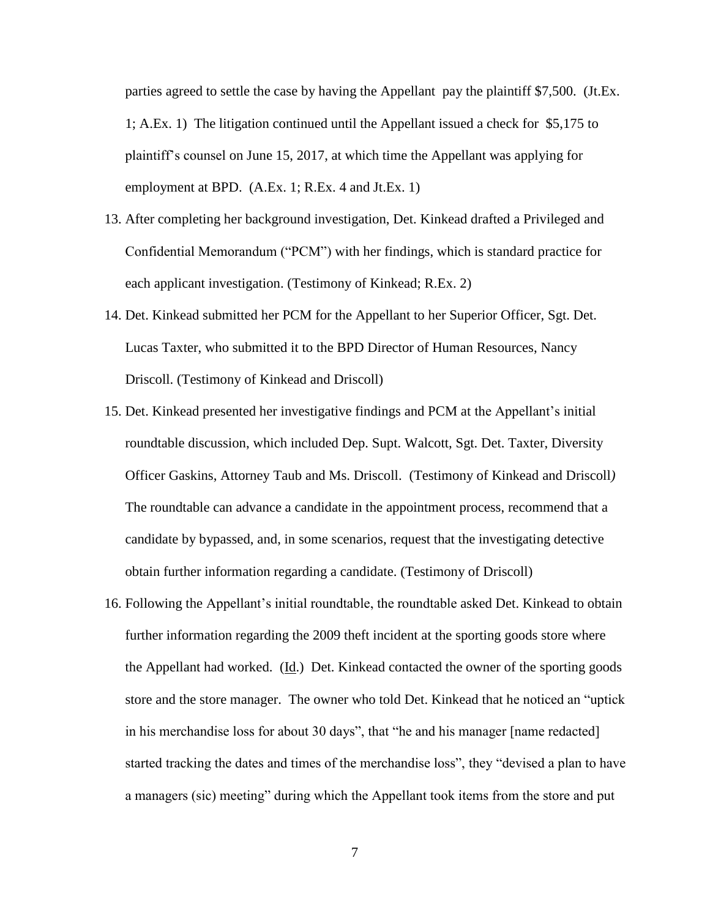parties agreed to settle the case by having the Appellant pay the plaintiff $7,500. (Jt.Ex. 1; A.Ex. 1) The litigation continued until the Appellant issued a check for $5,175 to plaintiff's counsel on June 15, 2017, at which time the Appellant was applying for employment at BPD. (A.Ex. 1; R.Ex. 4 and Jt.Ex. 1)

13. After completing her background investigation, Det. Kinkead drafted a Privileged and Confidential Memorandum ("PCM") with her findings, which is standard practice for each applicant investigation. (Testimony of Kinkead; R.Ex. 2)
14. Det. Kinkead submitted her PCM for the Appellant to her Superior Officer, Sgt. Det. Lucas Taxter, who submitted it to the BPD Director of Human Resources, Nancy Driscoll. (Testimony of Kinkead and Driscoll)
15. Det. Kinkead presented her investigative findings and PCM at the Appellant's initial roundtable discussion, which included Dep. Supt. Walcott, Sgt. Det. Taxter, Diversity Officer Gaskins, Attorney Taub and Ms. Driscoll. (Testimony of Kinkead and Driscoll*)* The roundtable can advance a candidate in the appointment process, recommend that a candidate by bypassed, and, in some scenarios, request that the investigating detective obtain further information regarding a candidate. (Testimony of Driscoll)
16. Following the Appellant's initial roundtable, the roundtable asked Det. Kinkead to obtain further information regarding the 2009 theft incident at the sporting goods store where the Appellant had worked. (Id.) Det. Kinkead contacted the owner of the sporting goods store and the store manager. The owner who told Det. Kinkead that he noticed an "uptick in his merchandise loss for about 30 days", that "he and his manager [name redacted] started tracking the dates and times of the merchandise loss", they "devised a plan to have a managers (sic) meeting" during which the Appellant took items from the store and put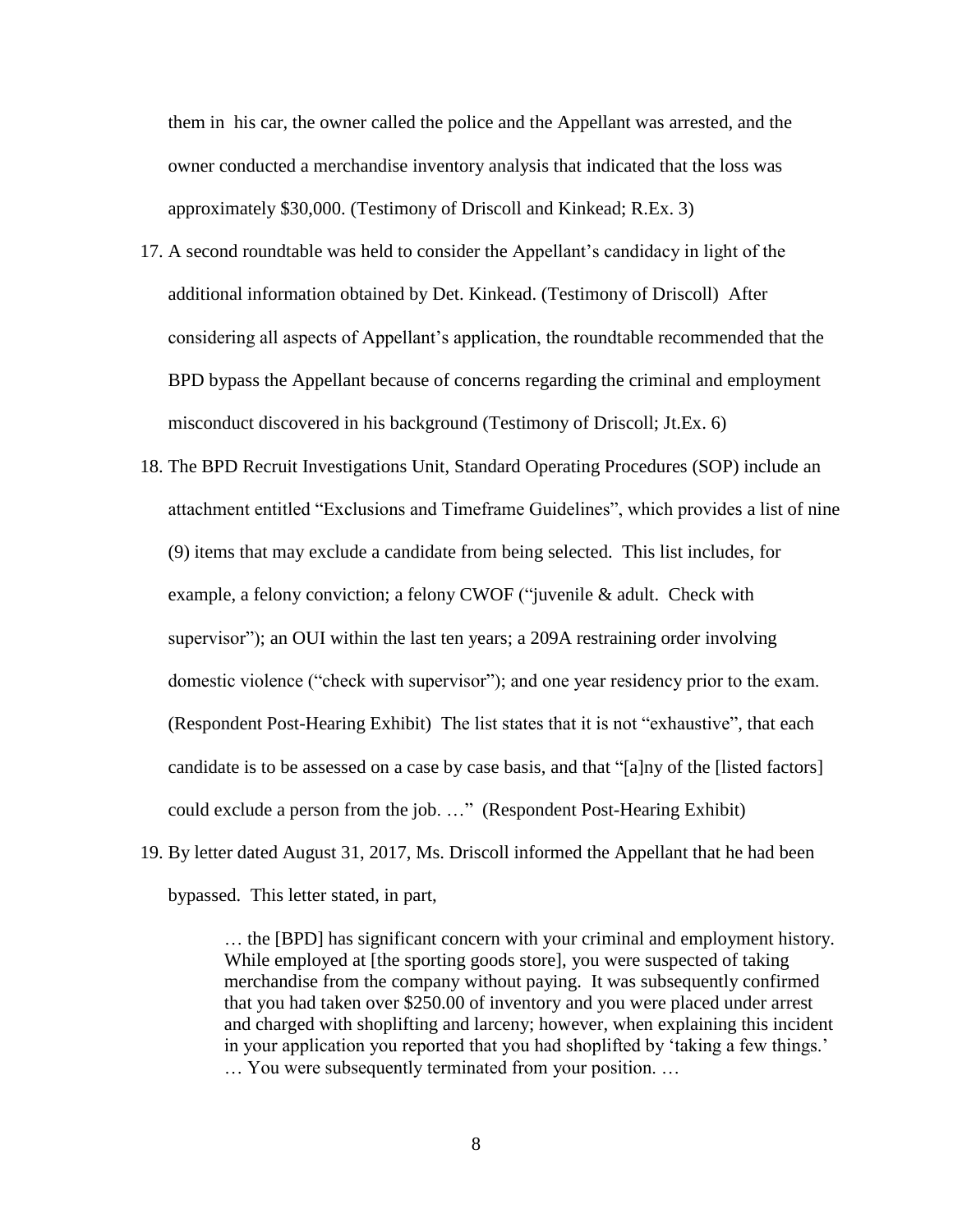them in his car, the owner called the police and the Appellant was arrested, and the owner conducted a merchandise inventory analysis that indicated that the loss was approximately $30,000. (Testimony of Driscoll and Kinkead; R.Ex. 3)

17. A second roundtable was held to consider the Appellant's candidacy in light of the additional information obtained by Det. Kinkead. (Testimony of Driscoll) After considering all aspects of Appellant's application, the roundtable recommended that the BPD bypass the Appellant because of concerns regarding the criminal and employment misconduct discovered in his background (Testimony of Driscoll; Jt.Ex. 6)

18. The BPD Recruit Investigations Unit, Standard Operating Procedures (SOP) include an attachment entitled "Exclusions and Timeframe Guidelines", which provides a list of nine (9) items that may exclude a candidate from being selected. This list includes, for example, a felony conviction; a felony CWOF ("juvenile & adult. Check with supervisor"); an OUI within the last ten years; a 209A restraining order involving domestic violence ("check with supervisor"); and one year residency prior to the exam. (Respondent Post-Hearing Exhibit) The list states that it is not "exhaustive", that each candidate is to be assessed on a case by case basis, and that "[a]ny of the [listed factors] could exclude a person from the job. …" (Respondent Post-Hearing Exhibit)

19. By letter dated August 31, 2017, Ms. Driscoll informed the Appellant that he had been bypassed. This letter stated, in part,

> … the [BPD] has significant concern with your criminal and employment history. While employed at [the sporting goods store], you were suspected of taking merchandise from the company without paying. It was subsequently confirmed that you had taken over $250.00 of inventory and you were placed under arrest and charged with shoplifting and larceny; however, when explaining this incident in your application you reported that you had shoplifted by 'taking a few things.' … You were subsequently terminated from your position. …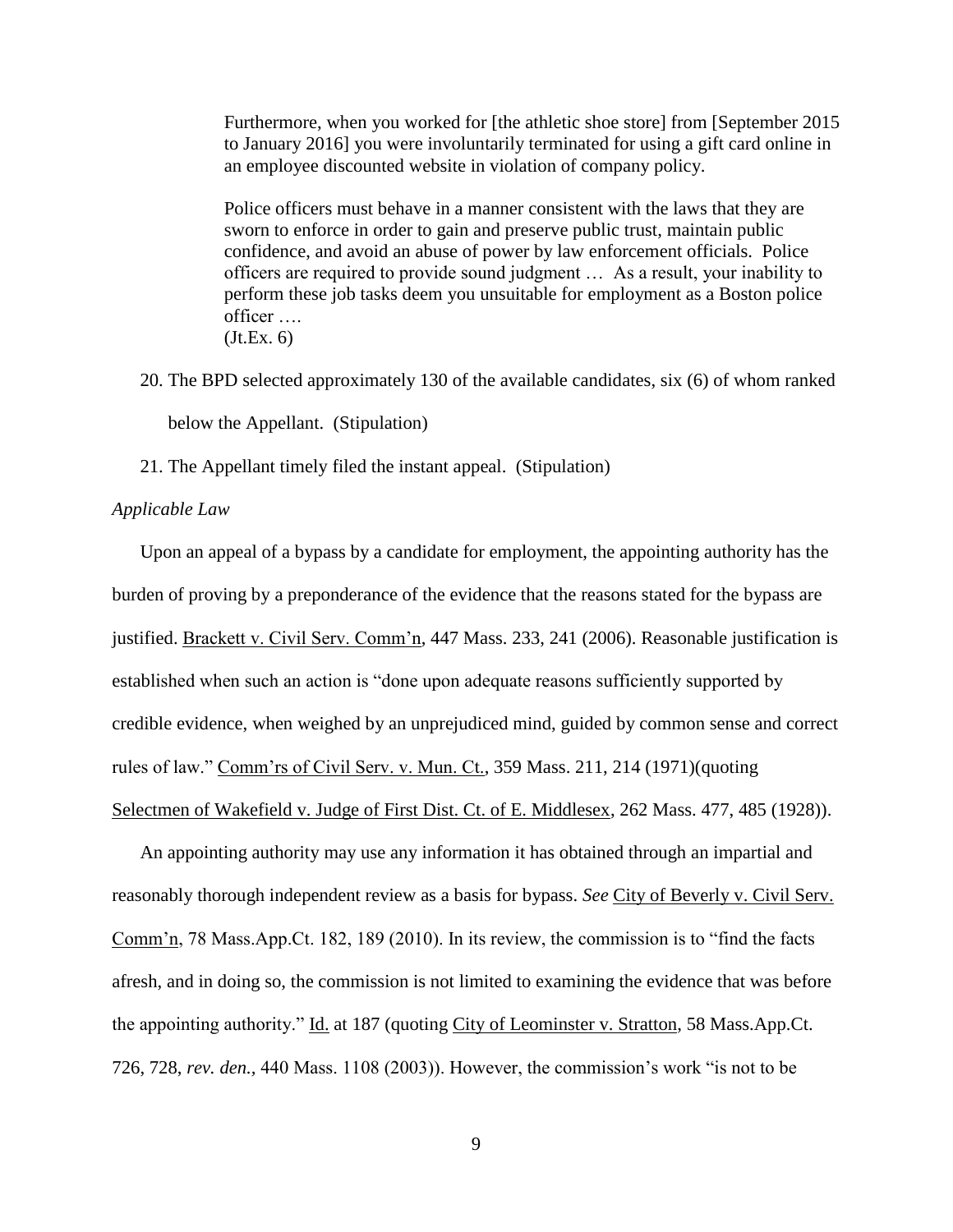> Furthermore, when you worked for [the athletic shoe store] from [September 2015 to January 2016] you were involuntarily terminated for using a gift card online in an employee discounted website in violation of company policy.
>
> Police officers must behave in a manner consistent with the laws that they are sworn to enforce in order to gain and preserve public trust, maintain public confidence, and avoid an abuse of power by law enforcement officials. Police officers are required to provide sound judgment … As a result, your inability to perform these job tasks deem you unsuitable for employment as a Boston police officer ….
> (Jt.Ex. 6)

20. The BPD selected approximately 130 of the available candidates, six (6) of whom ranked below the Appellant. (Stipulation)

21. The Appellant timely filed the instant appeal. (Stipulation)

*Applicable Law*

Upon an appeal of a bypass by a candidate for employment, the appointing authority has the burden of proving by a preponderance of the evidence that the reasons stated for the bypass are justified. Brackett v. Civil Serv. Comm'n, 447 Mass. 233, 241 (2006). Reasonable justification is established when such an action is "done upon adequate reasons sufficiently supported by credible evidence, when weighed by an unprejudiced mind, guided by common sense and correct rules of law." Comm'rs of Civil Serv. v. Mun. Ct., 359 Mass. 211, 214 (1971)(quoting Selectmen of Wakefield v. Judge of First Dist. Ct. of E. Middlesex, 262 Mass. 477, 485 (1928)).

An appointing authority may use any information it has obtained through an impartial and reasonably thorough independent review as a basis for bypass. *See* City of Beverly v. Civil Serv. Comm'n, 78 Mass.App.Ct. 182, 189 (2010). In its review, the commission is to "find the facts afresh, and in doing so, the commission is not limited to examining the evidence that was before the appointing authority." Id. at 187 (quoting City of Leominster v. Stratton, 58 Mass.App.Ct. 726, 728, *rev. den.,* 440 Mass. 1108 (2003)). However, the commission's work "is not to be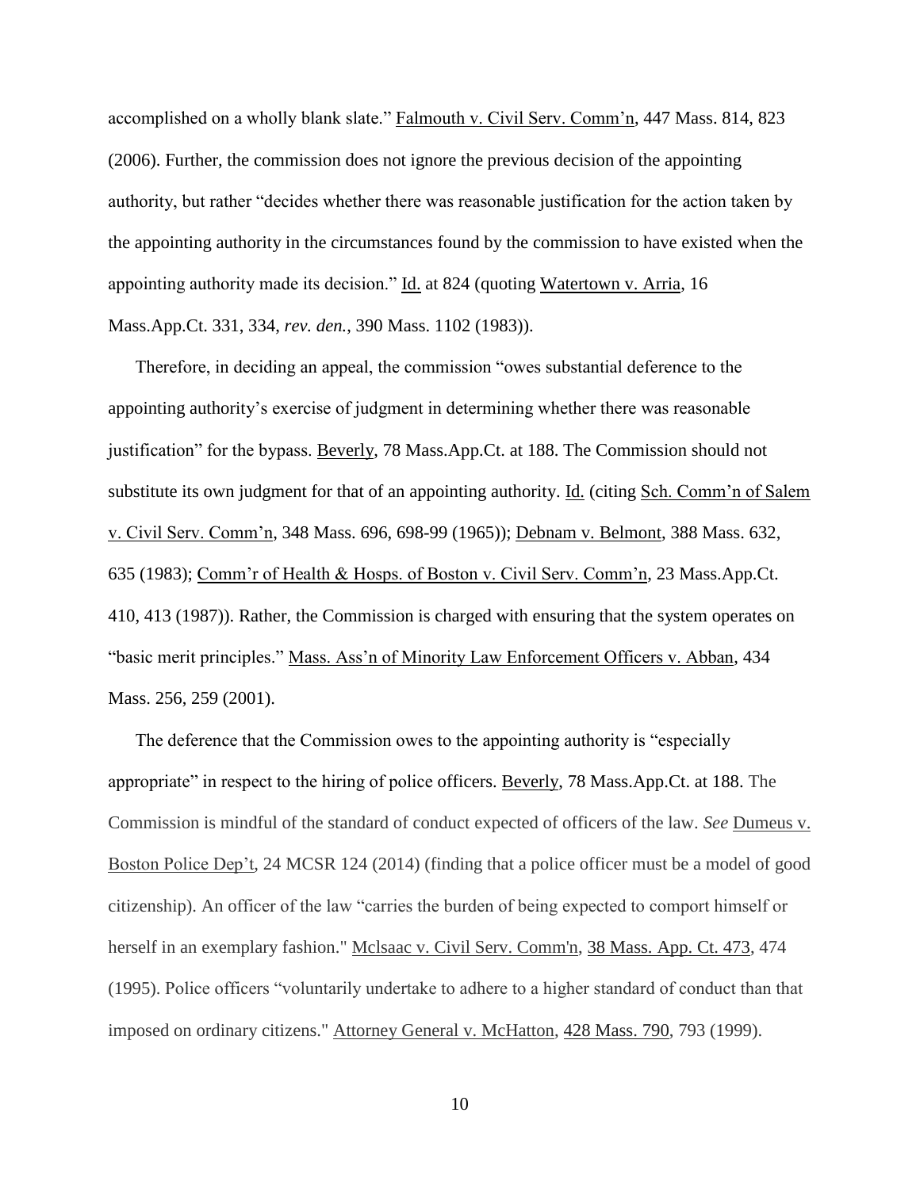accomplished on a wholly blank slate." Falmouth v. Civil Serv. Comm'n, 447 Mass. 814, 823 (2006). Further, the commission does not ignore the previous decision of the appointing authority, but rather "decides whether there was reasonable justification for the action taken by the appointing authority in the circumstances found by the commission to have existed when the appointing authority made its decision." Id. at 824 (quoting Watertown v. Arria, 16 Mass.App.Ct. 331, 334, *rev. den.*, 390 Mass. 1102 (1983)).

Therefore, in deciding an appeal, the commission "owes substantial deference to the appointing authority's exercise of judgment in determining whether there was reasonable justification" for the bypass. Beverly, 78 Mass.App.Ct. at 188. The Commission should not substitute its own judgment for that of an appointing authority. Id. (citing Sch. Comm'n of Salem v. Civil Serv. Comm'n, 348 Mass. 696, 698-99 (1965)); Debnam v. Belmont, 388 Mass. 632, 635 (1983); Comm'r of Health & Hosps. of Boston v. Civil Serv. Comm'n, 23 Mass.App.Ct. 410, 413 (1987)). Rather, the Commission is charged with ensuring that the system operates on "basic merit principles." Mass. Ass'n of Minority Law Enforcement Officers v. Abban, 434 Mass. 256, 259 (2001).

The deference that the Commission owes to the appointing authority is "especially appropriate" in respect to the hiring of police officers. Beverly, 78 Mass.App.Ct. at 188. The Commission is mindful of the standard of conduct expected of officers of the law. *See* Dumeus v. Boston Police Dep't, 24 MCSR 124 (2014) (finding that a police officer must be a model of good citizenship). An officer of the law "carries the burden of being expected to comport himself or herself in an exemplary fashion." Mclsaac v. Civil Serv. Comm'n, 38 Mass. App. Ct. 473, 474 (1995). Police officers "voluntarily undertake to adhere to a higher standard of conduct than that imposed on ordinary citizens." Attorney General v. McHatton, 428 Mass. 790, 793 (1999).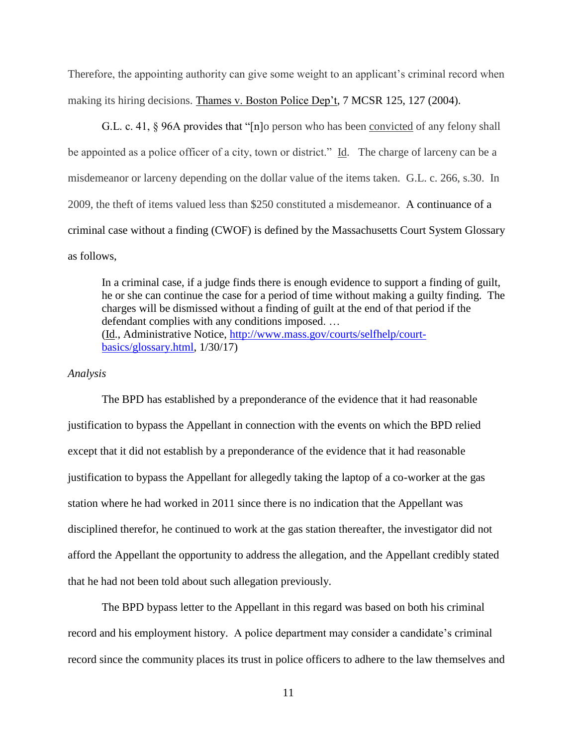Therefore, the appointing authority can give some weight to an applicant's criminal record when making its hiring decisions. Thames v. Boston Police Dep't, 7 MCSR 125, 127 (2004).

G.L. c. 41, § 96A provides that "[n]o person who has been convicted of any felony shall be appointed as a police officer of a city, town or district." Id. The charge of larceny can be a misdemeanor or larceny depending on the dollar value of the items taken. G.L. c. 266, s.30. In 2009, the theft of items valued less than $250 constituted a misdemeanor. A continuance of a criminal case without a finding (CWOF) is defined by the Massachusetts Court System Glossary as follows,

> In a criminal case, if a judge finds there is enough evidence to support a finding of guilt, he or she can continue the case for a period of time without making a guilty finding. The charges will be dismissed without a finding of guilt at the end of that period if the defendant complies with any conditions imposed. …
> (Id., Administrative Notice, http://www.mass.gov/courts/selfhelp/court-basics/glossary.html, 1/30/17)

*Analysis*

The BPD has established by a preponderance of the evidence that it had reasonable justification to bypass the Appellant in connection with the events on which the BPD relied except that it did not establish by a preponderance of the evidence that it had reasonable justification to bypass the Appellant for allegedly taking the laptop of a co-worker at the gas station where he had worked in 2011 since there is no indication that the Appellant was disciplined therefor, he continued to work at the gas station thereafter, the investigator did not afford the Appellant the opportunity to address the allegation, and the Appellant credibly stated that he had not been told about such allegation previously.

The BPD bypass letter to the Appellant in this regard was based on both his criminal record and his employment history. A police department may consider a candidate's criminal record since the community places its trust in police officers to adhere to the law themselves and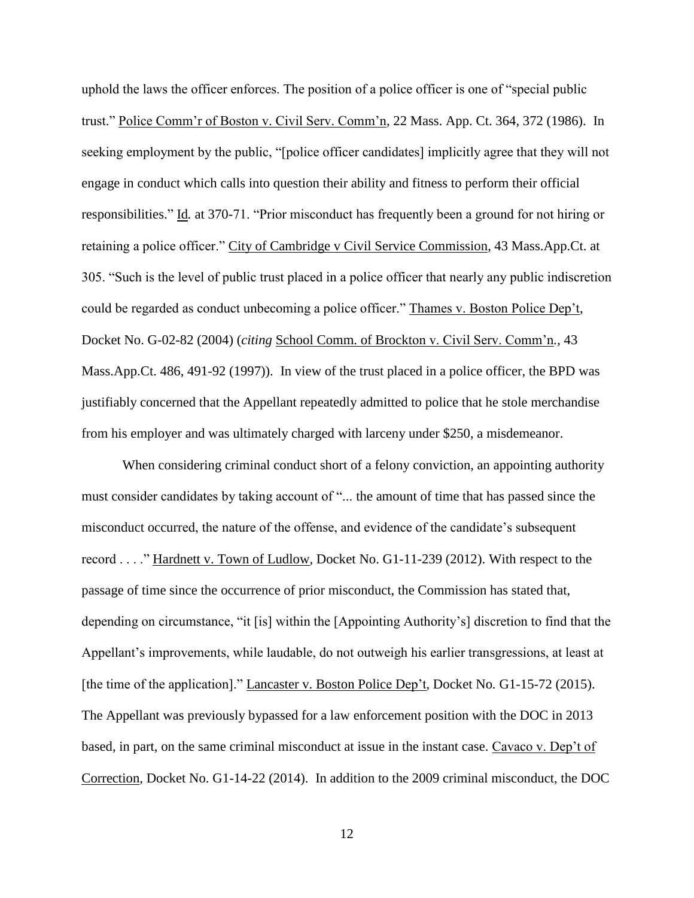uphold the laws the officer enforces. The position of a police officer is one of "special public trust." Police Comm'r of Boston v. Civil Serv. Comm'n, 22 Mass. App. Ct. 364, 372 (1986). In seeking employment by the public, "[police officer candidates] implicitly agree that they will not engage in conduct which calls into question their ability and fitness to perform their official responsibilities." Id. at 370-71. "Prior misconduct has frequently been a ground for not hiring or retaining a police officer." City of Cambridge v Civil Service Commission, 43 Mass.App.Ct. at 305. "Such is the level of public trust placed in a police officer that nearly any public indiscretion could be regarded as conduct unbecoming a police officer." Thames v. Boston Police Dep't, Docket No. G-02-82 (2004) (*citing* School Comm. of Brockton v. Civil Serv. Comm'n., 43 Mass.App.Ct. 486, 491-92 (1997)). In view of the trust placed in a police officer, the BPD was justifiably concerned that the Appellant repeatedly admitted to police that he stole merchandise from his employer and was ultimately charged with larceny under $250, a misdemeanor.

When considering criminal conduct short of a felony conviction, an appointing authority must consider candidates by taking account of "... the amount of time that has passed since the misconduct occurred, the nature of the offense, and evidence of the candidate's subsequent record . . . ." Hardnett v. Town of Ludlow, Docket No. G1-11-239 (2012). With respect to the passage of time since the occurrence of prior misconduct, the Commission has stated that, depending on circumstance, "it [is] within the [Appointing Authority's] discretion to find that the Appellant's improvements, while laudable, do not outweigh his earlier transgressions, at least at [the time of the application]." Lancaster v. Boston Police Dep't, Docket No. G1-15-72 (2015). The Appellant was previously bypassed for a law enforcement position with the DOC in 2013 based, in part, on the same criminal misconduct at issue in the instant case. Cavaco v. Dep't of Correction, Docket No. G1-14-22 (2014). In addition to the 2009 criminal misconduct, the DOC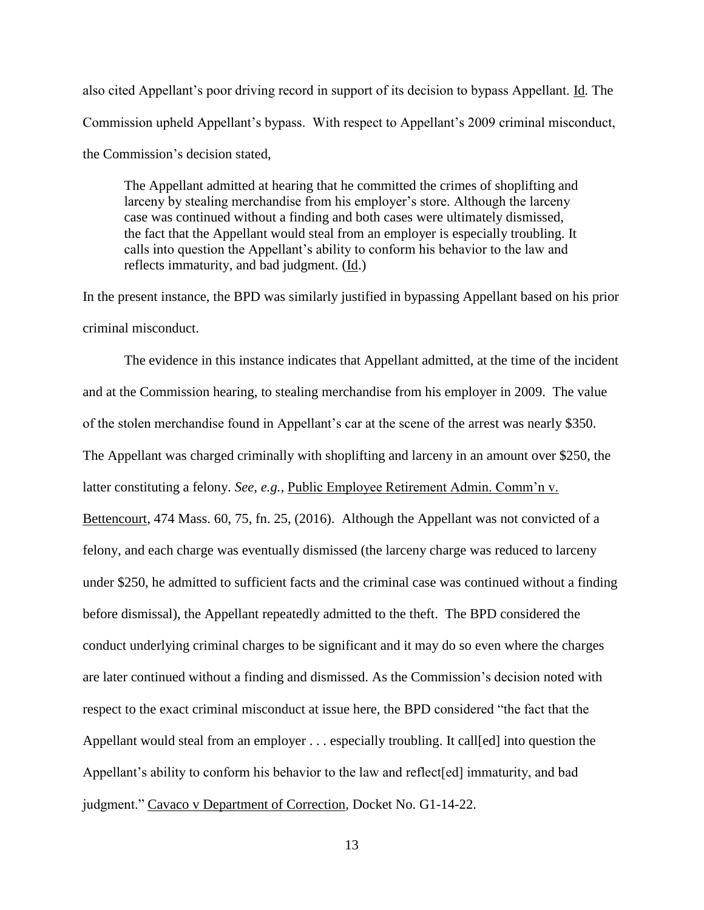also cited Appellant's poor driving record in support of its decision to bypass Appellant. Id. The Commission upheld Appellant's bypass. With respect to Appellant's 2009 criminal misconduct, the Commission's decision stated,

> The Appellant admitted at hearing that he committed the crimes of shoplifting and larceny by stealing merchandise from his employer's store. Although the larceny case was continued without a finding and both cases were ultimately dismissed, the fact that the Appellant would steal from an employer is especially troubling. It calls into question the Appellant's ability to conform his behavior to the law and reflects immaturity, and bad judgment. (Id.)

In the present instance, the BPD was similarly justified in bypassing Appellant based on his prior criminal misconduct.

The evidence in this instance indicates that Appellant admitted, at the time of the incident and at the Commission hearing, to stealing merchandise from his employer in 2009. The value of the stolen merchandise found in Appellant's car at the scene of the arrest was nearly $350. The Appellant was charged criminally with shoplifting and larceny in an amount over $250, the latter constituting a felony. *See, e.g.,* Public Employee Retirement Admin. Comm'n v. Bettencourt, 474 Mass. 60, 75, fn. 25, (2016). Although the Appellant was not convicted of a felony, and each charge was eventually dismissed (the larceny charge was reduced to larceny under $250, he admitted to sufficient facts and the criminal case was continued without a finding before dismissal), the Appellant repeatedly admitted to the theft. The BPD considered the conduct underlying criminal charges to be significant and it may do so even where the charges are later continued without a finding and dismissed. As the Commission's decision noted with respect to the exact criminal misconduct at issue here, the BPD considered "the fact that the Appellant would steal from an employer . . . especially troubling. It call[ed] into question the Appellant's ability to conform his behavior to the law and reflect[ed] immaturity, and bad judgment." Cavaco v Department of Correction, Docket No. G1-14-22.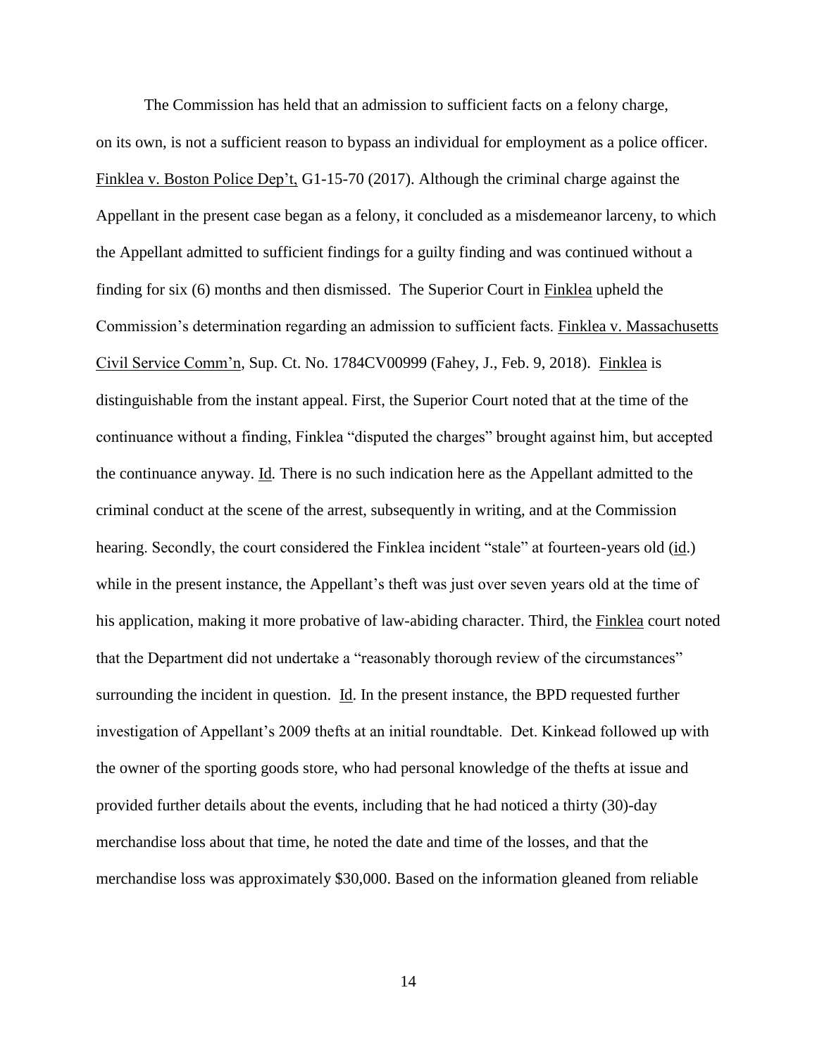The Commission has held that an admission to sufficient facts on a felony charge, on its own, is not a sufficient reason to bypass an individual for employment as a police officer. Finklea v. Boston Police Dep't, G1-15-70 (2017). Although the criminal charge against the Appellant in the present case began as a felony, it concluded as a misdemeanor larceny, to which the Appellant admitted to sufficient findings for a guilty finding and was continued without a finding for six (6) months and then dismissed. The Superior Court in Finklea upheld the Commission's determination regarding an admission to sufficient facts. Finklea v. Massachusetts Civil Service Comm'n, Sup. Ct. No. 1784CV00999 (Fahey, J., Feb. 9, 2018). Finklea is distinguishable from the instant appeal. First, the Superior Court noted that at the time of the continuance without a finding, Finklea "disputed the charges" brought against him, but accepted the continuance anyway. Id. There is no such indication here as the Appellant admitted to the criminal conduct at the scene of the arrest, subsequently in writing, and at the Commission hearing. Secondly, the court considered the Finklea incident "stale" at fourteen-years old (id.) while in the present instance, the Appellant's theft was just over seven years old at the time of his application, making it more probative of law-abiding character. Third, the Finklea court noted that the Department did not undertake a "reasonably thorough review of the circumstances" surrounding the incident in question. Id. In the present instance, the BPD requested further investigation of Appellant's 2009 thefts at an initial roundtable. Det. Kinkead followed up with the owner of the sporting goods store, who had personal knowledge of the thefts at issue and provided further details about the events, including that he had noticed a thirty (30)-day merchandise loss about that time, he noted the date and time of the losses, and that the merchandise loss was approximately $30,000. Based on the information gleaned from reliable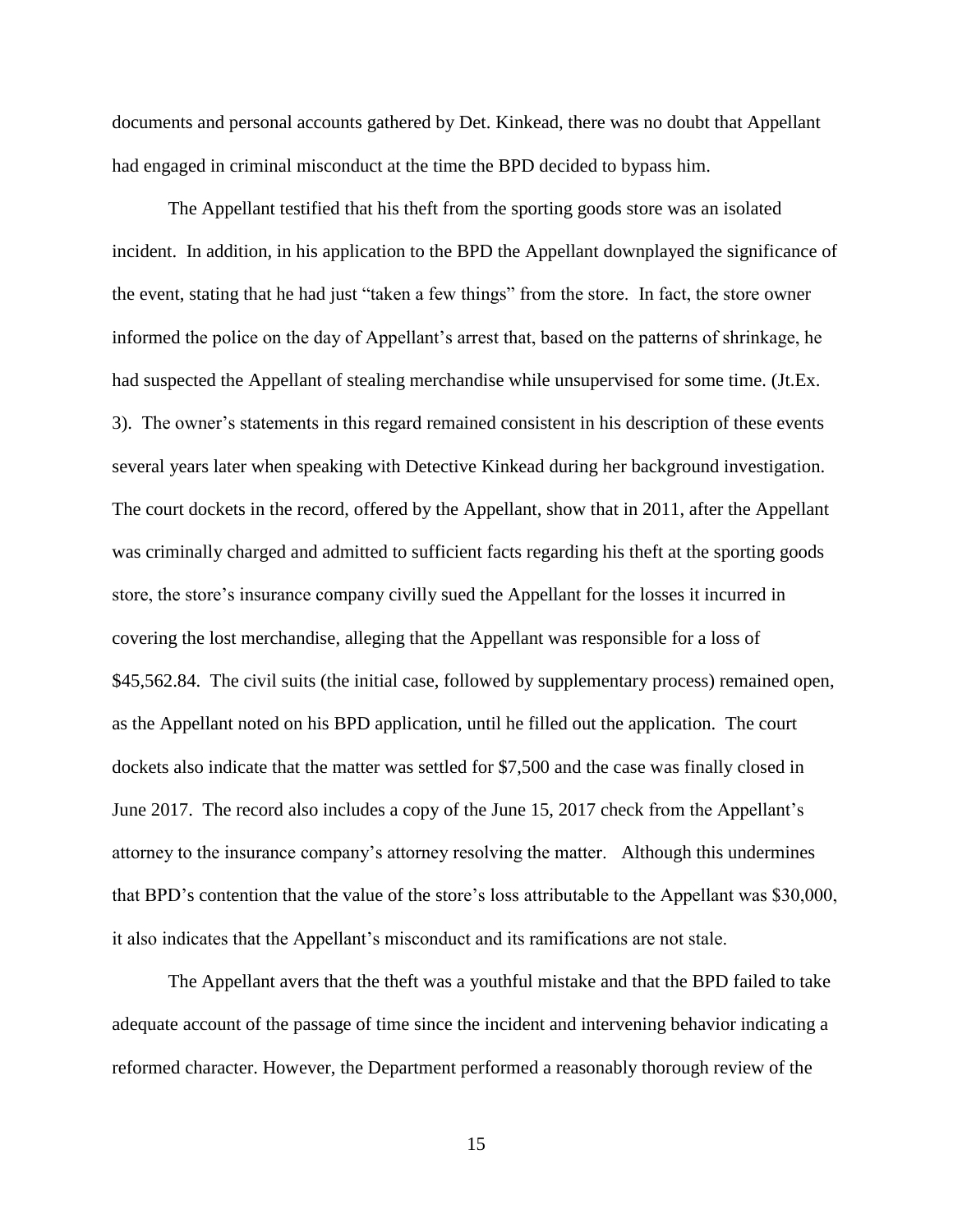documents and personal accounts gathered by Det. Kinkead, there was no doubt that Appellant had engaged in criminal misconduct at the time the BPD decided to bypass him.

The Appellant testified that his theft from the sporting goods store was an isolated incident. In addition, in his application to the BPD the Appellant downplayed the significance of the event, stating that he had just "taken a few things" from the store. In fact, the store owner informed the police on the day of Appellant's arrest that, based on the patterns of shrinkage, he had suspected the Appellant of stealing merchandise while unsupervised for some time. (Jt.Ex. 3). The owner's statements in this regard remained consistent in his description of these events several years later when speaking with Detective Kinkead during her background investigation. The court dockets in the record, offered by the Appellant, show that in 2011, after the Appellant was criminally charged and admitted to sufficient facts regarding his theft at the sporting goods store, the store's insurance company civilly sued the Appellant for the losses it incurred in covering the lost merchandise, alleging that the Appellant was responsible for a loss of $45,562.84. The civil suits (the initial case, followed by supplementary process) remained open, as the Appellant noted on his BPD application, until he filled out the application. The court dockets also indicate that the matter was settled for $7,500 and the case was finally closed in June 2017. The record also includes a copy of the June 15, 2017 check from the Appellant's attorney to the insurance company's attorney resolving the matter. Although this undermines that BPD's contention that the value of the store's loss attributable to the Appellant was $30,000, it also indicates that the Appellant's misconduct and its ramifications are not stale.

The Appellant avers that the theft was a youthful mistake and that the BPD failed to take adequate account of the passage of time since the incident and intervening behavior indicating a reformed character. However, the Department performed a reasonably thorough review of the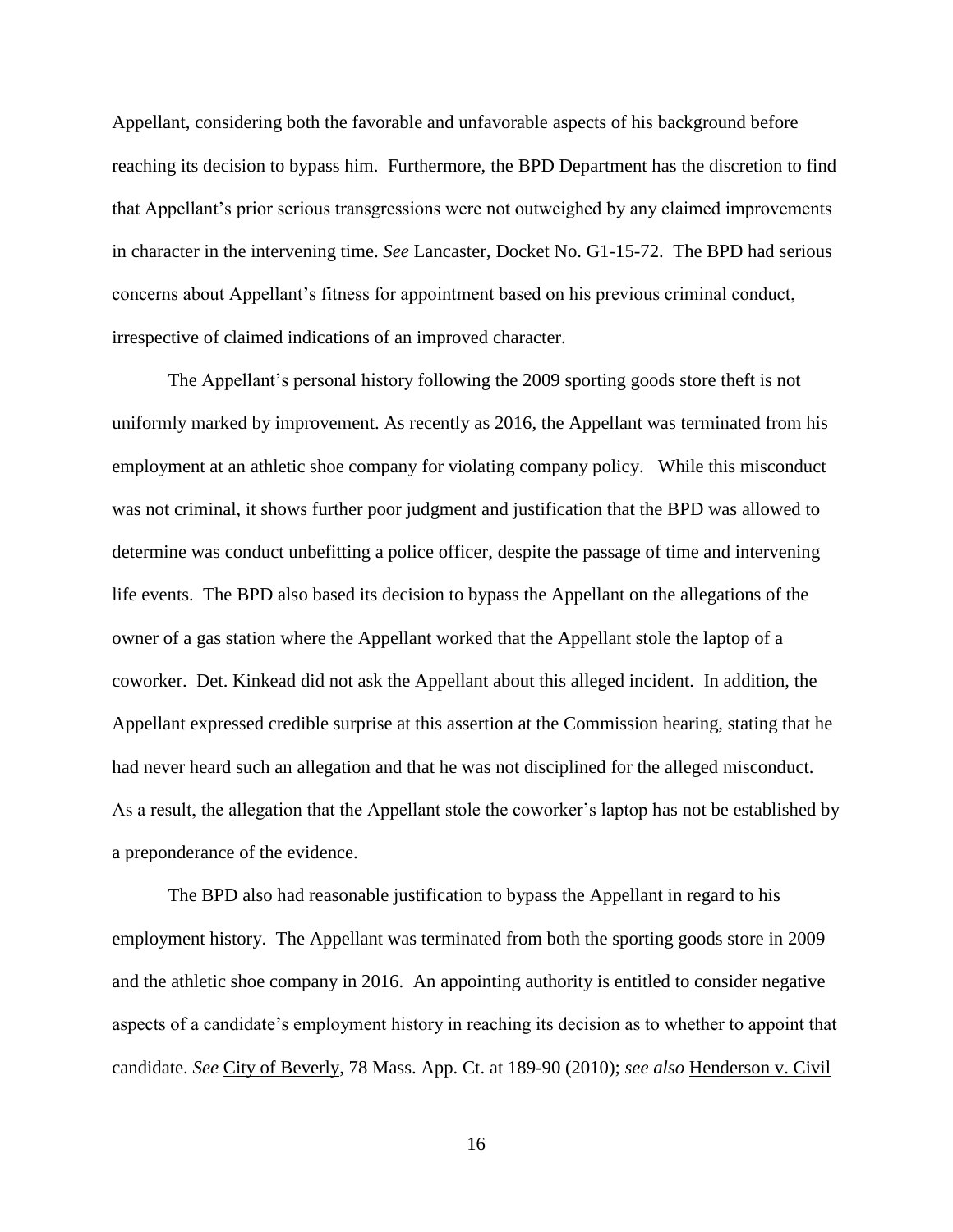Appellant, considering both the favorable and unfavorable aspects of his background before reaching its decision to bypass him. Furthermore, the BPD Department has the discretion to find that Appellant's prior serious transgressions were not outweighed by any claimed improvements in character in the intervening time. *See* Lancaster, Docket No. G1-15-72. The BPD had serious concerns about Appellant's fitness for appointment based on his previous criminal conduct, irrespective of claimed indications of an improved character.

The Appellant's personal history following the 2009 sporting goods store theft is not uniformly marked by improvement. As recently as 2016, the Appellant was terminated from his employment at an athletic shoe company for violating company policy. While this misconduct was not criminal, it shows further poor judgment and justification that the BPD was allowed to determine was conduct unbefitting a police officer, despite the passage of time and intervening life events. The BPD also based its decision to bypass the Appellant on the allegations of the owner of a gas station where the Appellant worked that the Appellant stole the laptop of a coworker. Det. Kinkead did not ask the Appellant about this alleged incident. In addition, the Appellant expressed credible surprise at this assertion at the Commission hearing, stating that he had never heard such an allegation and that he was not disciplined for the alleged misconduct. As a result, the allegation that the Appellant stole the coworker's laptop has not be established by a preponderance of the evidence.

The BPD also had reasonable justification to bypass the Appellant in regard to his employment history. The Appellant was terminated from both the sporting goods store in 2009 and the athletic shoe company in 2016. An appointing authority is entitled to consider negative aspects of a candidate's employment history in reaching its decision as to whether to appoint that candidate. *See* City of Beverly, 78 Mass. App. Ct. at 189-90 (2010); *see also* Henderson v. Civil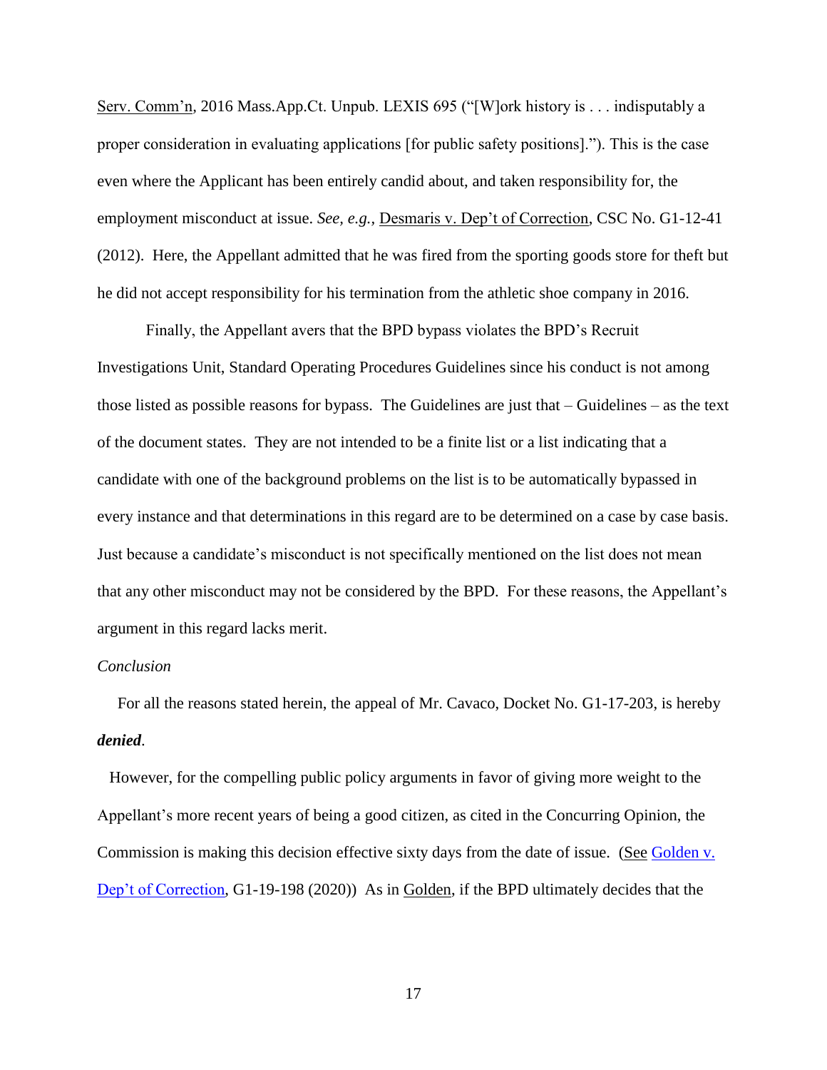Serv. Comm'n, 2016 Mass.App.Ct. Unpub. LEXIS 695 ("[W]ork history is . . . indisputably a proper consideration in evaluating applications [for public safety positions]."). This is the case even where the Applicant has been entirely candid about, and taken responsibility for, the employment misconduct at issue. *See, e.g.,* Desmaris v. Dep't of Correction, CSC No. G1-12-41 (2012). Here, the Appellant admitted that he was fired from the sporting goods store for theft but he did not accept responsibility for his termination from the athletic shoe company in 2016.

Finally, the Appellant avers that the BPD bypass violates the BPD's Recruit Investigations Unit, Standard Operating Procedures Guidelines since his conduct is not among those listed as possible reasons for bypass. The Guidelines are just that – Guidelines – as the text of the document states. They are not intended to be a finite list or a list indicating that a candidate with one of the background problems on the list is to be automatically bypassed in every instance and that determinations in this regard are to be determined on a case by case basis. Just because a candidate's misconduct is not specifically mentioned on the list does not mean that any other misconduct may not be considered by the BPD. For these reasons, the Appellant's argument in this regard lacks merit.

*Conclusion*

For all the reasons stated herein, the appeal of Mr. Cavaco, Docket No. G1-17-203, is hereby ***denied***.

However, for the compelling public policy arguments in favor of giving more weight to the Appellant's more recent years of being a good citizen, as cited in the Concurring Opinion, the Commission is making this decision effective sixty days from the date of issue. (See Golden v. Dep't of Correction, G1-19-198 (2020)) As in Golden, if the BPD ultimately decides that the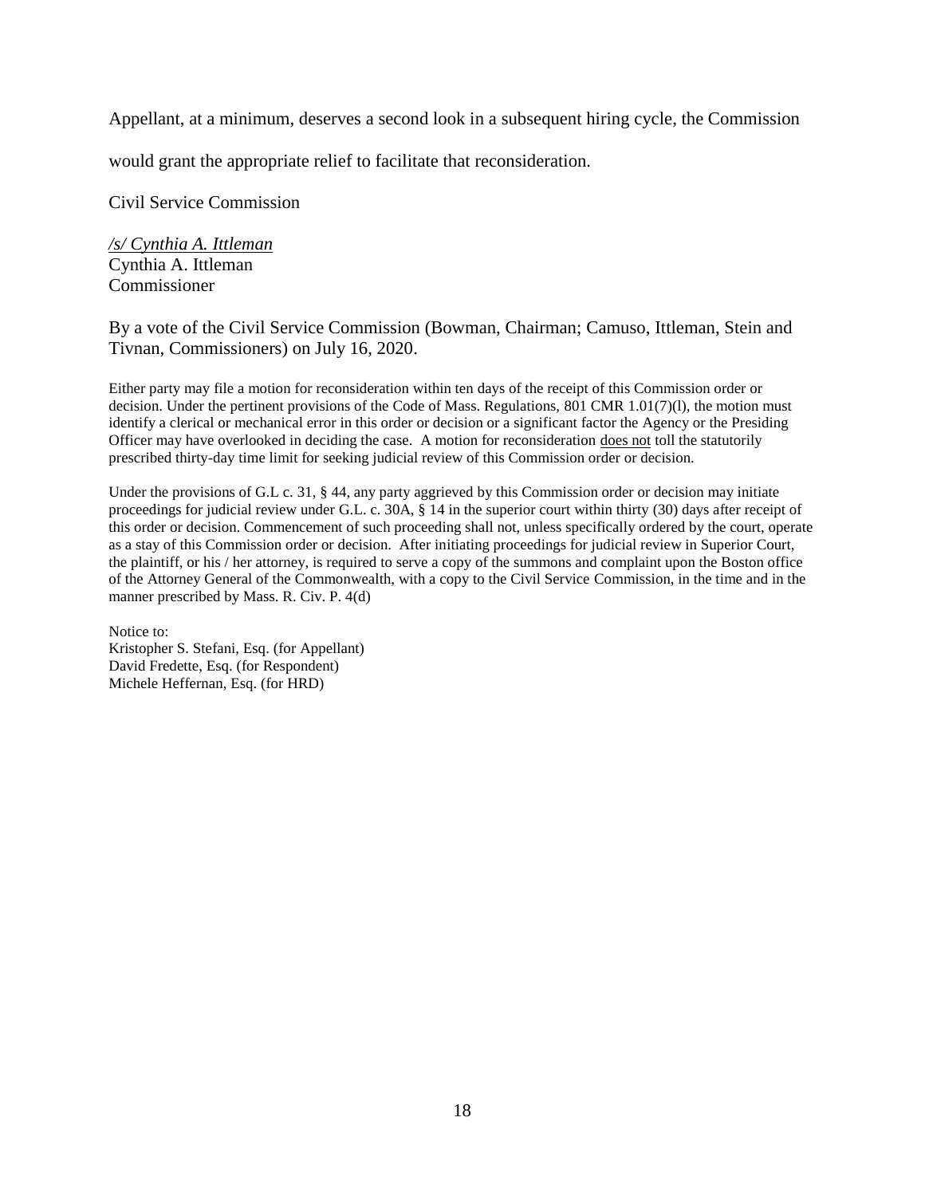Appellant, at a minimum, deserves a second look in a subsequent hiring cycle, the Commission would grant the appropriate relief to facilitate that reconsideration.

Civil Service Commission

*/s/ Cynthia A. Ittleman*
Cynthia A. Ittleman
Commissioner

By a vote of the Civil Service Commission (Bowman, Chairman; Camuso, Ittleman, Stein and Tivnan, Commissioners) on July 16, 2020.

Either party may file a motion for reconsideration within ten days of the receipt of this Commission order or decision. Under the pertinent provisions of the Code of Mass. Regulations, 801 CMR 1.01(7)(l), the motion must identify a clerical or mechanical error in this order or decision or a significant factor the Agency or the Presiding Officer may have overlooked in deciding the case. A motion for reconsideration does not toll the statutorily prescribed thirty-day time limit for seeking judicial review of this Commission order or decision.

Under the provisions of G.L c. 31, § 44, any party aggrieved by this Commission order or decision may initiate proceedings for judicial review under G.L. c. 30A, § 14 in the superior court within thirty (30) days after receipt of this order or decision. Commencement of such proceeding shall not, unless specifically ordered by the court, operate as a stay of this Commission order or decision. After initiating proceedings for judicial review in Superior Court, the plaintiff, or his / her attorney, is required to serve a copy of the summons and complaint upon the Boston office of the Attorney General of the Commonwealth, with a copy to the Civil Service Commission, in the time and in the manner prescribed by Mass. R. Civ. P. 4(d)

Notice to:
Kristopher S. Stefani, Esq. (for Appellant)
David Fredette, Esq. (for Respondent)
Michele Heffernan, Esq. (for HRD)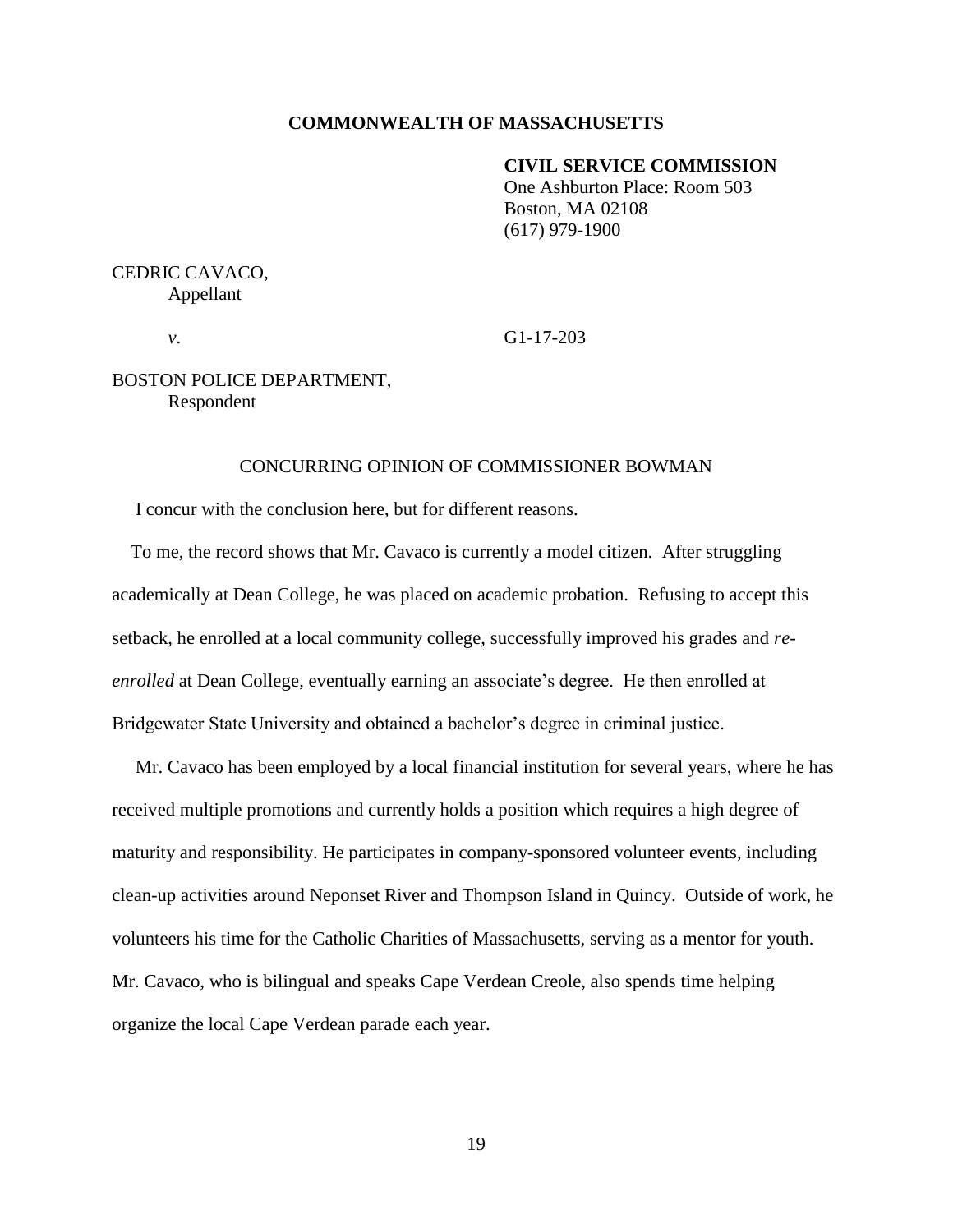**COMMONWEALTH OF MASSACHUSETTS**

**CIVIL SERVICE COMMISSION**
One Ashburton Place: Room 503
Boston, MA 02108
(617) 979-1900

CEDRIC CAVACO,
Appellant

*v*. G1-17-203

BOSTON POLICE DEPARTMENT,
Respondent

CONCURRING OPINION OF COMMISSIONER BOWMAN

I concur with the conclusion here, but for different reasons.

To me, the record shows that Mr. Cavaco is currently a model citizen. After struggling academically at Dean College, he was placed on academic probation. Refusing to accept this setback, he enrolled at a local community college, successfully improved his grades and *re-enrolled* at Dean College, eventually earning an associate's degree. He then enrolled at Bridgewater State University and obtained a bachelor's degree in criminal justice.

Mr. Cavaco has been employed by a local financial institution for several years, where he has received multiple promotions and currently holds a position which requires a high degree of maturity and responsibility. He participates in company-sponsored volunteer events, including clean-up activities around Neponset River and Thompson Island in Quincy. Outside of work, he volunteers his time for the Catholic Charities of Massachusetts, serving as a mentor for youth. Mr. Cavaco, who is bilingual and speaks Cape Verdean Creole, also spends time helping organize the local Cape Verdean parade each year.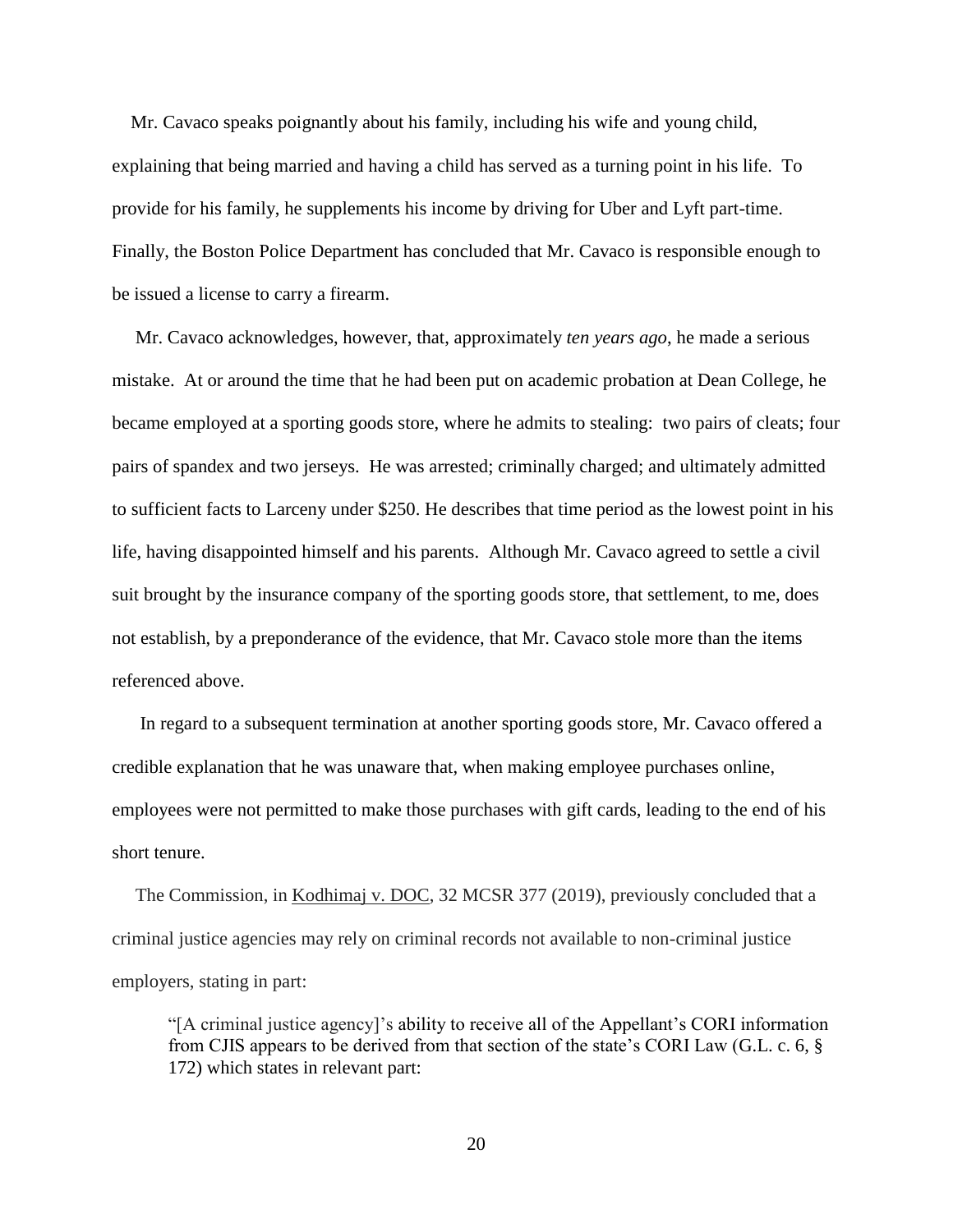Mr. Cavaco speaks poignantly about his family, including his wife and young child, explaining that being married and having a child has served as a turning point in his life. To provide for his family, he supplements his income by driving for Uber and Lyft part-time. Finally, the Boston Police Department has concluded that Mr. Cavaco is responsible enough to be issued a license to carry a firearm.

Mr. Cavaco acknowledges, however, that, approximately *ten years ago*, he made a serious mistake. At or around the time that he had been put on academic probation at Dean College, he became employed at a sporting goods store, where he admits to stealing: two pairs of cleats; four pairs of spandex and two jerseys. He was arrested; criminally charged; and ultimately admitted to sufficient facts to Larceny under $250. He describes that time period as the lowest point in his life, having disappointed himself and his parents. Although Mr. Cavaco agreed to settle a civil suit brought by the insurance company of the sporting goods store, that settlement, to me, does not establish, by a preponderance of the evidence, that Mr. Cavaco stole more than the items referenced above.

In regard to a subsequent termination at another sporting goods store, Mr. Cavaco offered a credible explanation that he was unaware that, when making employee purchases online, employees were not permitted to make those purchases with gift cards, leading to the end of his short tenure.

The Commission, in Kodhimaj v. DOC, 32 MCSR 377 (2019), previously concluded that a criminal justice agencies may rely on criminal records not available to non-criminal justice employers, stating in part:

> "[A criminal justice agency]'s ability to receive all of the Appellant's CORI information from CJIS appears to be derived from that section of the state's CORI Law (G.L. c. 6, § 172) which states in relevant part: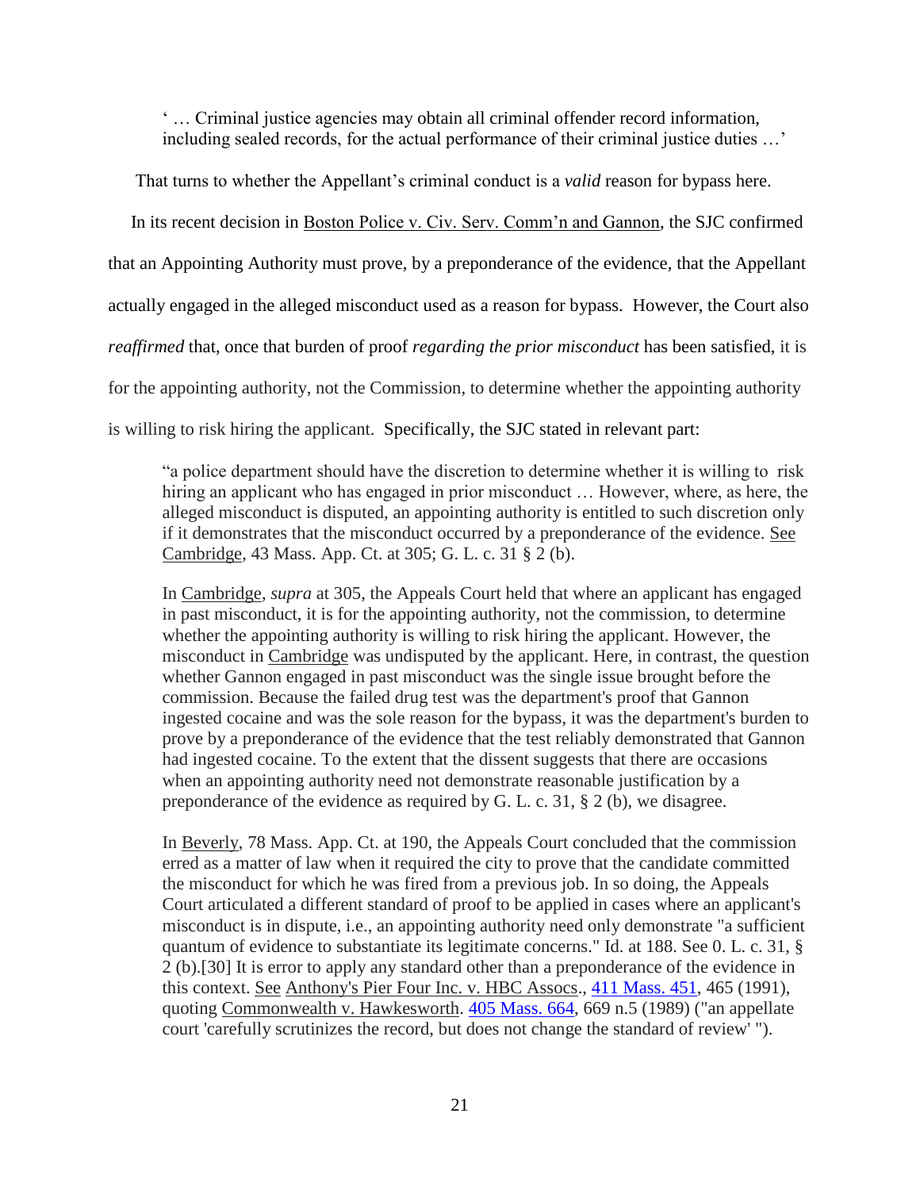> ' … Criminal justice agencies may obtain all criminal offender record information, including sealed records, for the actual performance of their criminal justice duties …'

That turns to whether the Appellant's criminal conduct is a *valid* reason for bypass here.

In its recent decision in Boston Police v. Civ. Serv. Comm'n and Gannon, the SJC confirmed that an Appointing Authority must prove, by a preponderance of the evidence, that the Appellant actually engaged in the alleged misconduct used as a reason for bypass. However, the Court also *reaffirmed* that, once that burden of proof *regarding the prior misconduct* has been satisfied, it is for the appointing authority, not the Commission, to determine whether the appointing authority is willing to risk hiring the applicant. Specifically, the SJC stated in relevant part:

> "a police department should have the discretion to determine whether it is willing to risk hiring an applicant who has engaged in prior misconduct … However, where, as here, the alleged misconduct is disputed, an appointing authority is entitled to such discretion only if it demonstrates that the misconduct occurred by a preponderance of the evidence. See Cambridge, 43 Mass. App. Ct. at 305; G. L. c. 31 § 2 (b).
>
> In Cambridge, *supra* at 305, the Appeals Court held that where an applicant has engaged in past misconduct, it is for the appointing authority, not the commission, to determine whether the appointing authority is willing to risk hiring the applicant. However, the misconduct in Cambridge was undisputed by the applicant. Here, in contrast, the question whether Gannon engaged in past misconduct was the single issue brought before the commission. Because the failed drug test was the department's proof that Gannon ingested cocaine and was the sole reason for the bypass, it was the department's burden to prove by a preponderance of the evidence that the test reliably demonstrated that Gannon had ingested cocaine. To the extent that the dissent suggests that there are occasions when an appointing authority need not demonstrate reasonable justification by a preponderance of the evidence as required by G. L. c. 31, § 2 (b), we disagree.
>
> In Beverly, 78 Mass. App. Ct. at 190, the Appeals Court concluded that the commission erred as a matter of law when it required the city to prove that the candidate committed the misconduct for which he was fired from a previous job. In so doing, the Appeals Court articulated a different standard of proof to be applied in cases where an applicant's misconduct is in dispute, i.e., an appointing authority need only demonstrate "a sufficient quantum of evidence to substantiate its legitimate concerns." Id. at 188. See 0. L. c. 31, § 2 (b).[30] It is error to apply any standard other than a preponderance of the evidence in this context. See Anthony's Pier Four Inc. v. HBC Assocs., 411 Mass. 451, 465 (1991), quoting Commonwealth v. Hawkesworth. 405 Mass. 664, 669 n.5 (1989) ("an appellate court 'carefully scrutinizes the record, but does not change the standard of review' ").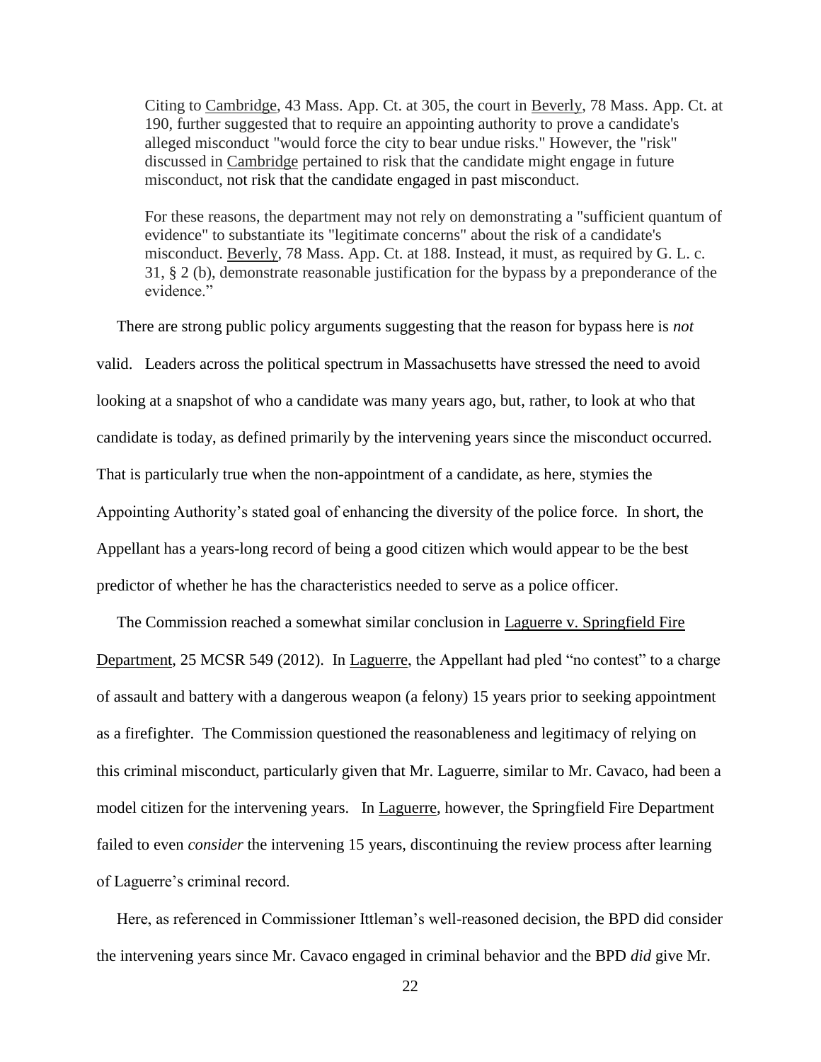> Citing to Cambridge, 43 Mass. App. Ct. at 305, the court in Beverly, 78 Mass. App. Ct. at 190, further suggested that to require an appointing authority to prove a candidate's alleged misconduct "would force the city to bear undue risks." However, the "risk" discussed in Cambridge pertained to risk that the candidate might engage in future misconduct, not risk that the candidate engaged in past misconduct.
>
> For these reasons, the department may not rely on demonstrating a "sufficient quantum of evidence" to substantiate its "legitimate concerns" about the risk of a candidate's misconduct. Beverly, 78 Mass. App. Ct. at 188. Instead, it must, as required by G. L. c. 31, § 2 (b), demonstrate reasonable justification for the bypass by a preponderance of the evidence."

There are strong public policy arguments suggesting that the reason for bypass here is *not* valid. Leaders across the political spectrum in Massachusetts have stressed the need to avoid looking at a snapshot of who a candidate was many years ago, but, rather, to look at who that candidate is today, as defined primarily by the intervening years since the misconduct occurred. That is particularly true when the non-appointment of a candidate, as here, stymies the Appointing Authority's stated goal of enhancing the diversity of the police force. In short, the Appellant has a years-long record of being a good citizen which would appear to be the best predictor of whether he has the characteristics needed to serve as a police officer.

The Commission reached a somewhat similar conclusion in Laguerre v. Springfield Fire Department, 25 MCSR 549 (2012). In Laguerre, the Appellant had pled "no contest" to a charge of assault and battery with a dangerous weapon (a felony) 15 years prior to seeking appointment as a firefighter. The Commission questioned the reasonableness and legitimacy of relying on this criminal misconduct, particularly given that Mr. Laguerre, similar to Mr. Cavaco, had been a model citizen for the intervening years. In Laguerre, however, the Springfield Fire Department failed to even *consider* the intervening 15 years, discontinuing the review process after learning of Laguerre's criminal record.

Here, as referenced in Commissioner Ittleman's well-reasoned decision, the BPD did consider the intervening years since Mr. Cavaco engaged in criminal behavior and the BPD *did* give Mr.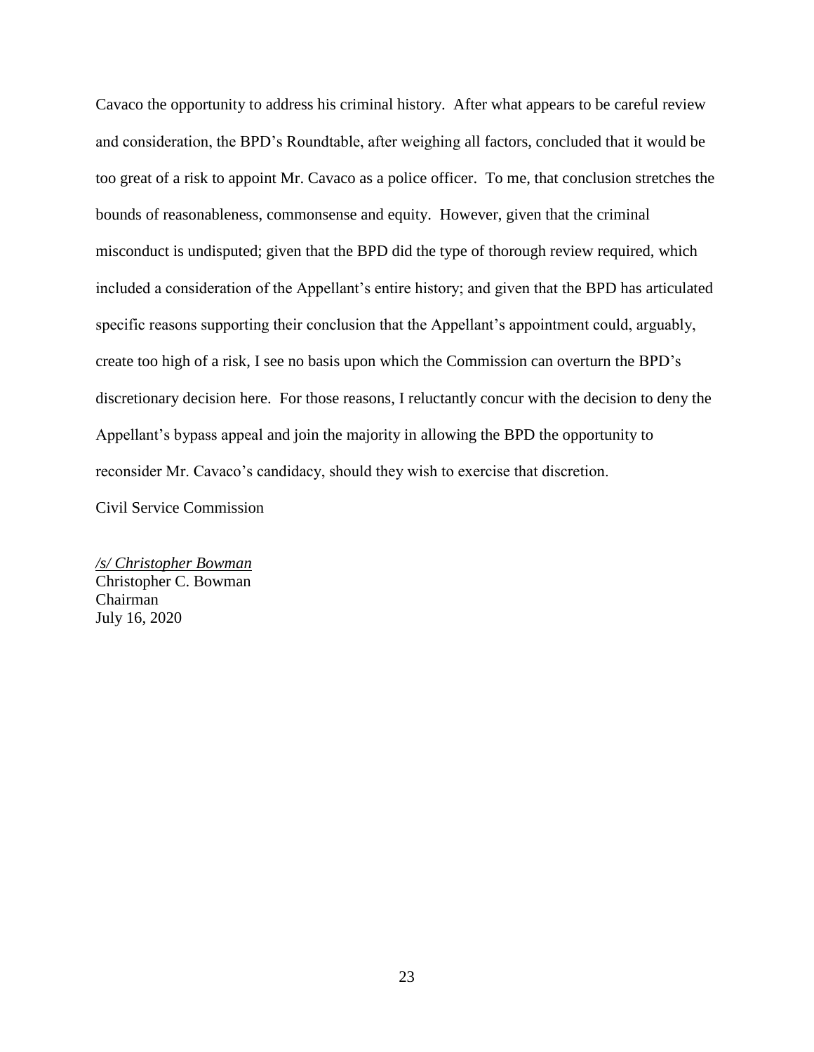Cavaco the opportunity to address his criminal history. After what appears to be careful review and consideration, the BPD's Roundtable, after weighing all factors, concluded that it would be too great of a risk to appoint Mr. Cavaco as a police officer. To me, that conclusion stretches the bounds of reasonableness, commonsense and equity. However, given that the criminal misconduct is undisputed; given that the BPD did the type of thorough review required, which included a consideration of the Appellant's entire history; and given that the BPD has articulated specific reasons supporting their conclusion that the Appellant's appointment could, arguably, create too high of a risk, I see no basis upon which the Commission can overturn the BPD's discretionary decision here. For those reasons, I reluctantly concur with the decision to deny the Appellant's bypass appeal and join the majority in allowing the BPD the opportunity to reconsider Mr. Cavaco's candidacy, should they wish to exercise that discretion.

Civil Service Commission

*/s/ Christopher Bowman*
Christopher C. Bowman
Chairman
July 16, 2020